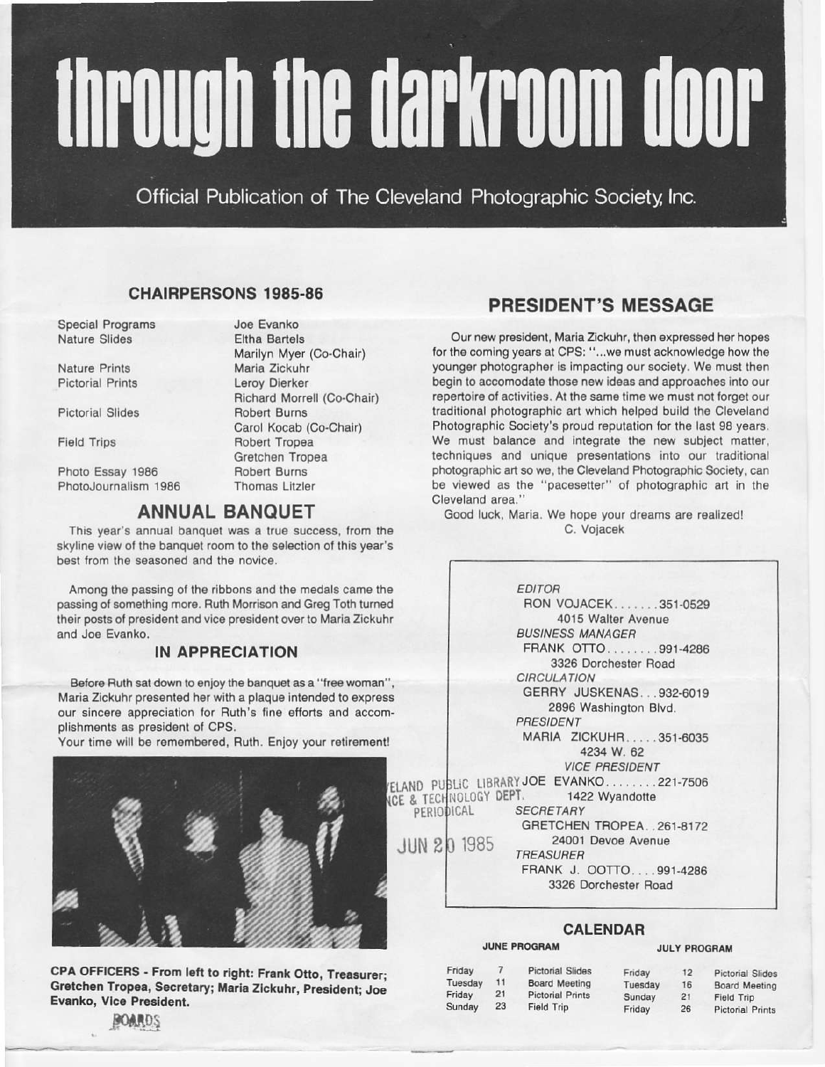# through the darkroom door

Official Publication of The Cleveland Photographic Society, Inc.

## CHAIRPERSONS 1985-86

| | |
|---|---|
| Special Programs | Joe Evanko |
| Nature Slides | Eltha Bartels |
| | Marilyn Myer (Co-Chair) |
| Nature Prints | Maria Zickuhr |
| Pictorial Prints | Leroy Dierker |
| | Richard Morrell (Co-Chair) |
| Pictorial Slides | Robert Burns |
| | Carol Kocab (Co-Chair) |
| Field Trips | Robert Tropea |
| | Gretchen Tropea |
| Photo Essay 1986 | Robert Burns |
| PhotoJournalism 1986 | Thomas Litzler |

## ANNUAL BANQUET

This year's annual banquet was a true success, from the skyline view of the banquet room to the selection of this year's best from the seasoned and the novice.

Among the passing of the ribbons and the medals came the passing of something more. Ruth Morrison and Greg Toth turned their posts of president and vice president over to Maria Zickuhr and Joe Evanko.

### IN APPRECIATION

Before Ruth sat down to enjoy the banquet as a "free woman", Maria Zickuhr presented her with a plaque intended to express our sincere appreciation for Ruth's fine efforts and accomplishments as president of CPS.

Your time will be remembered, Ruth. Enjoy your retirement!

**CPA OFFICERS - From left to right: Frank Otto, Treasurer; Gretchen Tropea, Secretary; Maria Zickuhr, President; Joe Evanko, Vice President.**

BOARDS

## PRESIDENT'S MESSAGE

Our new president, Maria Zickuhr, then expressed her hopes for the coming years at CPS: "...we must acknowledge how the younger photographer is impacting our society. We must then begin to accomodate those new ideas and approaches into our repertoire of activities. At the same time we must not forget our traditional photographic art which helped build the Cleveland Photographic Society's proud reputation for the last 98 years. We must balance and integrate the new subject matter, techniques and unique presentations into our traditional photographic art so we, the Cleveland Photographic Society, can be viewed as the "pacesetter" of photographic art in the Cleveland area."

Good luck, Maria. We hope your dreams are realized!

C. Vojacek

*EDITOR*
RON VOJACEK.......351-0529
4015 Walter Avenue

*BUSINESS MANAGER*
FRANK OTTO........991-4286
3326 Dorchester Road

*CIRCULATION*
GERRY JUSKENAS...932-6019
2896 Washington Blvd.

*PRESIDENT*
MARIA ZICKUHR.....351-6035
4234 W. 62

*VICE PRESIDENT*
JOE EVANKO........221-7506
1422 Wyandotte

*SECRETARY*
GRETCHEN TROPEA..261-8172
24001 Devoe Avenue

*TREASURER*
FRANK J. OOTTO....991-4286
3326 Dorchester Road

CLEVELAND PUBLIC LIBRARY
SCIENCE & TECHNOLOGY DEPT.
PERIODICAL
JUN 20 1985

## CALENDAR

**JUNE PROGRAM**

| | | |
|---|---|---|
| Friday | 7 | Pictorial Slides |
| Tuesday | 11 | Board Meeting |
| Friday | 21 | Pictorial Prints |
| Sunday | 23 | Field Trip |

**JULY PROGRAM**

| | | |
|---|---|---|
| Friday | 12 | Pictorial Slides |
| Tuesday | 16 | Board Meeting |
| Sunday | 21 | Field Trip |
| Friday | 26 | Pictorial Prints |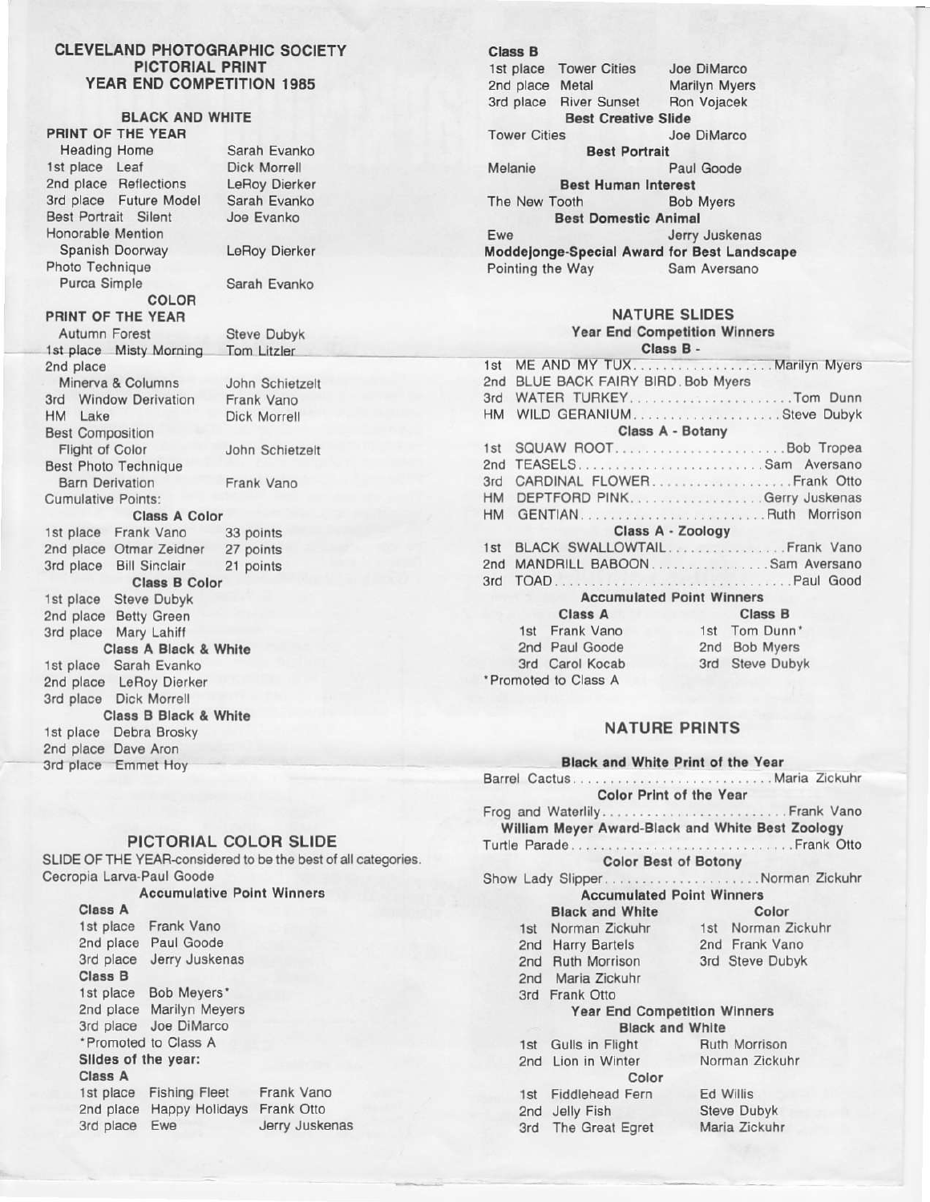# CLEVELAND PHOTOGRAPHIC SOCIETY
## PICTORIAL PRINT
## YEAR END COMPETITION 1985

### BLACK AND WHITE

**PRINT OF THE YEAR**

| | |
|---|---|
| Heading Home | Sarah Evanko |
| 1st place Leaf | Dick Morrell |
| 2nd place Reflections | LeRoy Dierker |
| 3rd place Future Model | Sarah Evanko |
| Best Portrait Silent | Joe Evanko |
| Honorable Mention Spanish Doorway | LeRoy Dierker |
| Photo Technique Purca Simple | Sarah Evanko |

### COLOR

**PRINT OF THE YEAR**

| | |
|---|---|
| Autumn Forest | Steve Dubyk |
| 1st place Misty Morning | Tom Litzler |
| 2nd place Minerva & Columns | John Schietzelt |
| 3rd Window Derivation | Frank Vano |
| HM Lake | Dick Morrell |
| Best Composition Flight of Color | John Schietzelt |
| Best Photo Technique Barn Derivation | Frank Vano |

Cumulative Points:

**Class A Color**

| | | |
|---|---|---|
| 1st place | Frank Vano | 33 points |
| 2nd place | Otmar Zeidner | 27 points |
| 3rd place | Bill Sinclair | 21 points |

**Class B Color**

1st place Steve Dubyk
2nd place Betty Green
3rd place Mary Lahiff

**Class A Black & White**

1st place Sarah Evanko
2nd place LeRoy Dierker
3rd place Dick Morrell

**Class B Black & White**

1st place Debra Brosky
2nd place Dave Aron
3rd place Emmet Hoy

## PICTORIAL COLOR SLIDE

SLIDE OF THE YEAR-considered to be the best of all categories.
Cecropia Larva-Paul Goode

**Accumulative Point Winners**

**Class A**

1st place Frank Vano
2nd place Paul Goode
3rd place Jerry Juskenas

**Class B**

1st place Bob Meyers*
2nd place Marilyn Meyers
3rd place Joe DiMarco
*Promoted to Class A

**Slides of the year:**

**Class A**

| | | |
|---|---|---|
| 1st place | Fishing Fleet | Frank Vano |
| 2nd place | Happy Holidays | Frank Otto |
| 3rd place | Ewe | Jerry Juskenas |

**Class B**

| | | |
|---|---|---|
| 1st place | Tower Cities | Joe DiMarco |
| 2nd place | Metal | Marilyn Myers |
| 3rd place | River Sunset | Ron Vojacek |

**Best Creative Slide**

Tower Cities — Joe DiMarco

**Best Portrait**

Melanie — Paul Goode

**Best Human Interest**

The New Tooth — Bob Myers

**Best Domestic Animal**

Ewe — Jerry Juskenas

**Moddejonge-Special Award for Best Landscape**

Pointing the Way — Sam Aversano

## NATURE SLIDES

### Year End Competition Winners

**Class B -**

1st ME AND MY TUX.................Marilyn Myers
2nd BLUE BACK FAIRY BIRD. Bob Myers
3rd WATER TURKEY.................Tom Dunn
HM WILD GERANIUM.................Steve Dubyk

**Class A - Botany**

1st SQUAW ROOT.................Bob Tropea
2nd TEASELS.................Sam Aversano
3rd CARDINAL FLOWER.................Frank Otto
HM DEPTFORD PINK.................Gerry Juskenas
HM GENTIAN.................Ruth Morrison

**Class A - Zoology**

1st BLACK SWALLOWTAIL.................Frank Vano
2nd MANDRILL BABOON.................Sam Aversano
3rd TOAD.................Paul Good

**Accumulated Point Winners**

| Class A | Class B |
|---|---|
| 1st Frank Vano | 1st Tom Dunn* |
| 2nd Paul Goode | 2nd Bob Myers |
| 3rd Carol Kocab | 3rd Steve Dubyk |

*Promoted to Class A

## NATURE PRINTS

**Black and White Print of the Year**

Barrel Cactus.................Maria Zickuhr

**Color Print of the Year**

Frog and Waterlily.................Frank Vano

**William Meyer Award-Black and White Best Zoology**

Turtle Parade.................Frank Otto

**Color Best of Botony**

Show Lady Slipper.................Norman Zickuhr

**Accumulated Point Winners**

| Black and White | Color |
|---|---|
| 1st Norman Zickuhr | 1st Norman Zickuhr |
| 2nd Harry Bartels | 2nd Frank Vano |
| 2nd Ruth Morrison | 3rd Steve Dubyk |
| 2nd Maria Zickuhr | |
| 3rd Frank Otto | |

**Year End Competition Winners**

**Black and White**

| | | |
|---|---|---|
| 1st | Gulls in Flight | Ruth Morrison |
| 2nd | Lion in Winter | Norman Zickuhr |

**Color**

| | | |
|---|---|---|
| 1st | Fiddlehead Fern | Ed Willis |
| 2nd | Jelly Fish | Steve Dubyk |
| 3rd | The Great Egret | Maria Zickuhr |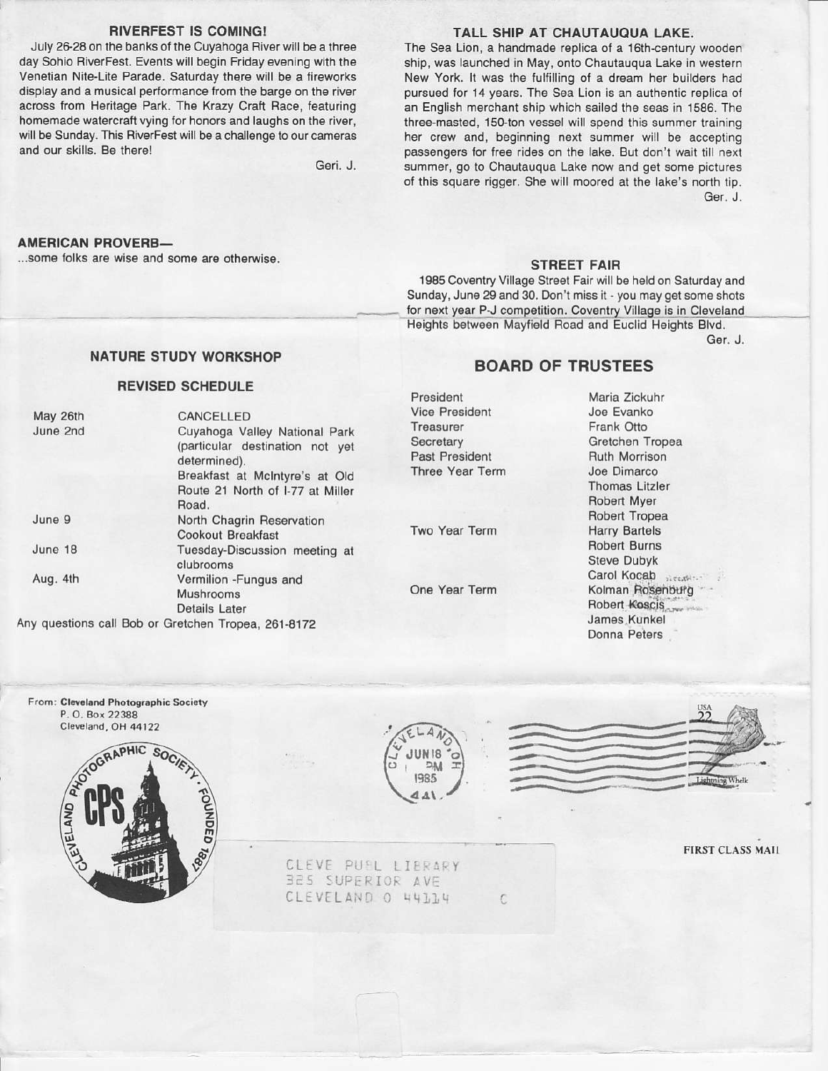### RIVERFEST IS COMING!

July 26-28 on the banks of the Cuyahoga River will be a three day Sohio RiverFest. Events will begin Friday evening with the Venetian Nite-Lite Parade. Saturday there will be a fireworks display and a musical performance from the barge on the river across from Heritage Park. The Krazy Craft Race, featuring homemade watercraft vying for honors and laughs on the river, will be Sunday. This RiverFest will be a challenge to our cameras and our skills. Be there!

Geri. J.

### AMERICAN PROVERB—

...some folks are wise and some are otherwise.

### TALL SHIP AT CHAUTAUQUA LAKE.

The Sea Lion, a handmade replica of a 16th-century wooden ship, was launched in May, onto Chautauqua Lake in western New York. It was the fulfilling of a dream her builders had pursued for 14 years. The Sea Lion is an authentic replica of an English merchant ship which sailed the seas in 1586. The three-masted, 150-ton vessel will spend this summer training her crew and, beginning next summer will be accepting passengers for free rides on the lake. But don't wait till next summer, go to Chautauqua Lake now and get some pictures of this square rigger. She will moored at the lake's north tip.

Ger. J.

### STREET FAIR

1985 Coventry Village Street Fair will be held on Saturday and Sunday, June 29 and 30. Don't miss it - you may get some shots for next year P-J competition. Coventry Village is in Cleveland Heights between Mayfield Road and Euclid Heights Blvd.

Ger. J.

### NATURE STUDY WORKSHOP

#### REVISED SCHEDULE

| | |
|---|---|
| May 26th | CANCELLED |
| June 2nd | Cuyahoga Valley National Park (particular destination not yet determined). Breakfast at McIntyre's at Old Route 21 North of I-77 at Miller Road. |
| June 9 | North Chagrin Reservation Cookout Breakfast |
| June 18 | Tuesday-Discussion meeting at clubrooms |
| Aug. 4th | Vermilion -Fungus and Mushrooms Details Later |

Any questions call Bob or Gretchen Tropea, 261-8172

### BOARD OF TRUSTEES

| | |
|---|---|
| President | Maria Zickuhr |
| Vice President | Joe Evanko |
| Treasurer | Frank Otto |
| Secretary | Gretchen Tropea |
| Past President | Ruth Morrison |
| Three Year Term | Joe Dimarco |
| | Thomas Litzler |
| | Robert Myer |
| | Robert Tropea |
| Two Year Term | Harry Bartels |
| | Robert Burns |
| | Steve Dubyk |
| | Carol Kocab |
| One Year Term | Kolman Rosenburg |
| | Robert Koscis |
| | James Kunkel |
| | Donna Peters |

From: **Cleveland Photographic Society**
P. O. Box 22388
Cleveland, OH 44122

CLEVELAND PHOTOGRAPHIC SOCIETY · FOUNDED 1887 · CPS

CLEVELAND OH JUN 18 PM 1985

USA 22 Lightning Whelk

FIRST CLASS MAIL

CLEVE PUBL LIBRARY
325 SUPERIOR AVE
CLEVELAND O 44114 C